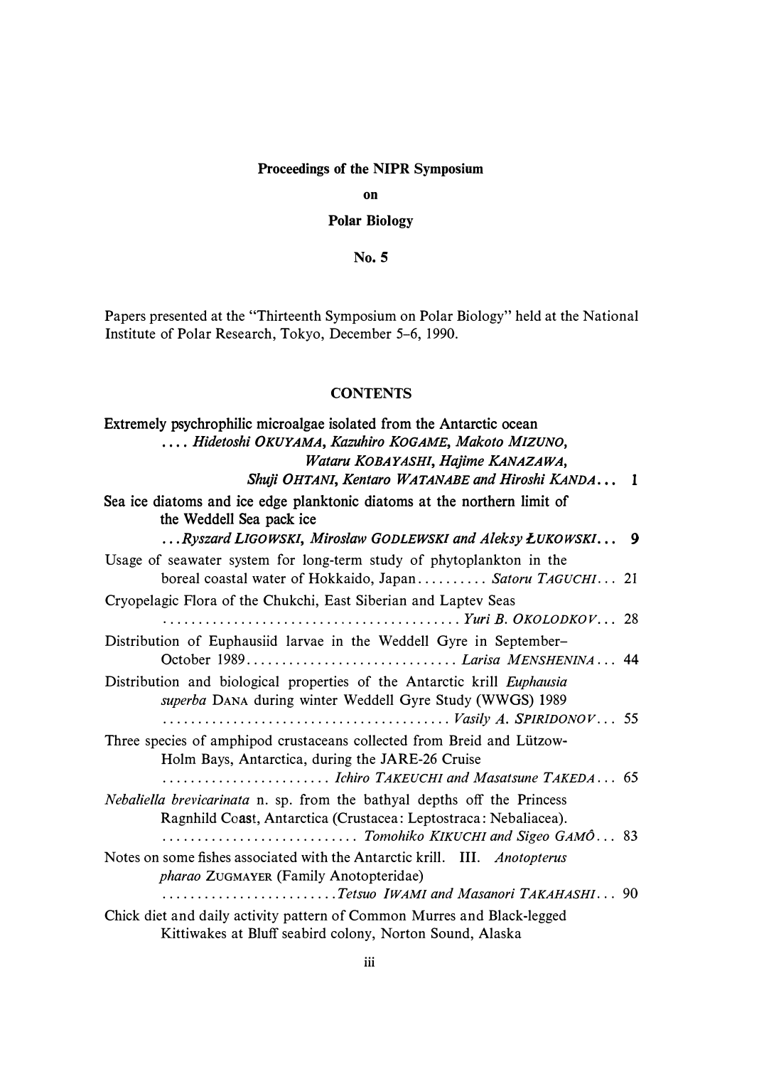**Proceedings of the NIPR Symposium**

**on**

**Polar Biology**

**No. 5**

Papers presented at the "Thirteenth Symposium on Polar Biology" held at the National Institute of Polar Research, Tokyo, December 5–6, 1990.

## CONTENTS

**Extremely psychrophilic microalgae isolated from the Antarctic ocean**
**.... *Hidetoshi OKUYAMA, Kazuhiro KOGAME, Makoto MIZUNO, Wataru KOBAYASHI, Hajime KANAZAWA, Shuji OHTANI, Kentaro WATANABE and Hiroshi KANDA*... 1**

**Sea ice diatoms and ice edge planktonic diatoms at the northern limit of the Weddell Sea pack ice**
**...*Ryszard LIGOWSKI, Mirosław GODLEWSKI and Aleksy ŁUKOWSKI*... 9**

Usage of seawater system for long-term study of phytoplankton in the boreal coastal water of Hokkaido, Japan.......... *Satoru TAGUCHI*... 21

Cryopelagic Flora of the Chukchi, East Siberian and Laptev Seas
.......................................... *Yuri B. OKOLODKOV*... 28

Distribution of Euphausiid larvae in the Weddell Gyre in September–October 1989.............................. *Larisa MENSHENINA*... 44

Distribution and biological properties of the Antarctic krill *Euphausia superba* DANA during winter Weddell Gyre Study (WWGS) 1989
......................................... *Vasily A. SPIRIDONOV*... 55

Three species of amphipod crustaceans collected from Breid and Lützow-Holm Bays, Antarctica, during the JARE-26 Cruise
........................ *Ichiro TAKEUCHI and Masatsune TAKEDA*... 65

*Nebaliella brevicarinata* n. sp. from the bathyal depths off the Princess Ragnhild Coast, Antarctica (Crustacea: Leptostraca: Nebaliacea).
............................ *Tomohiko KIKUCHI and Sigeo GAMÔ*... 83

Notes on some fishes associated with the Antarctic krill. III. *Anotopterus pharao* ZUGMAYER (Family Anotopteridae)
.........................*Tetsuo IWAMI and Masanori TAKAHASHI*... 90

Chick diet and daily activity pattern of Common Murres and Black-legged Kittiwakes at Bluff seabird colony, Norton Sound, Alaska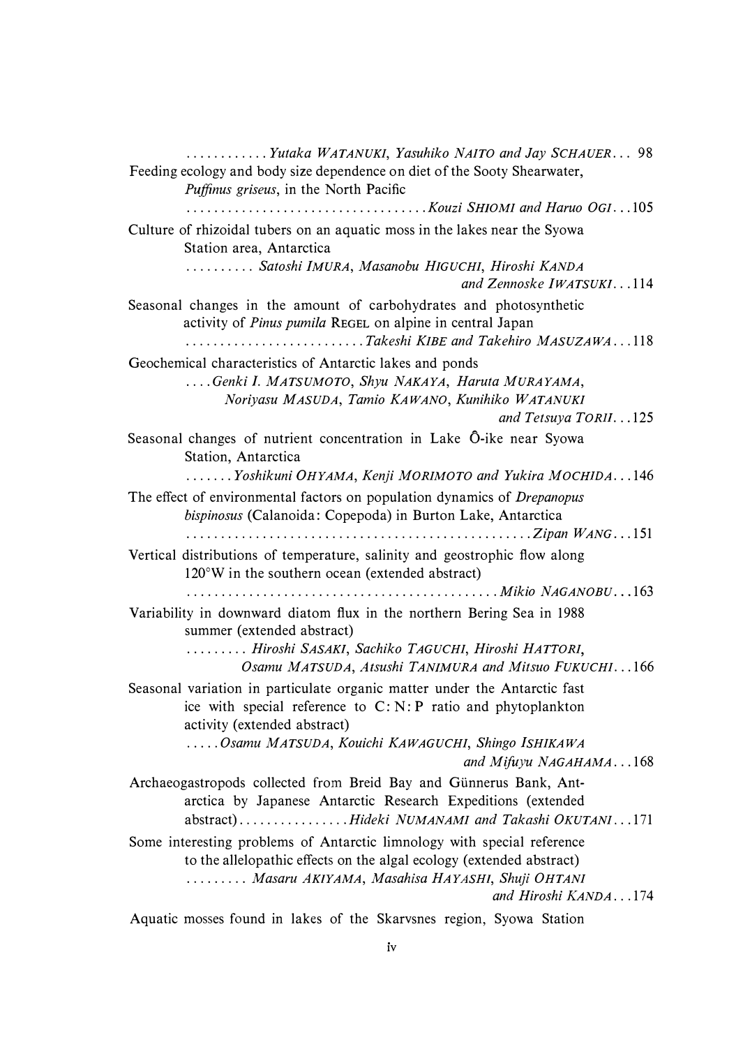............Yutaka WATANUKI, Yasuhiko NAITO and Jay SCHAUER... 98

Feeding ecology and body size dependence on diet of the Sooty Shearwater, *Puffinus griseus*, in the North Pacific
..................................Kouzi SHIOMI and Haruo OGI...105

Culture of rhizoidal tubers on an aquatic moss in the lakes near the Syowa Station area, Antarctica
.......... Satoshi IMURA, Masanobu HIGUCHI, Hiroshi KANDA and Zennoske IWATSUKI...114

Seasonal changes in the amount of carbohydrates and photosynthetic activity of *Pinus pumila* REGEL on alpine in central Japan
..........................Takeshi KIBE and Takehiro MASUZAWA...118

Geochemical characteristics of Antarctic lakes and ponds
....Genki I. MATSUMOTO, Shyu NAKAYA, Haruta MURAYAMA, Noriyasu MASUDA, Tamio KAWANO, Kunihiko WATANUKI and Tetsuya TORII...125

Seasonal changes of nutrient concentration in Lake Ô-ike near Syowa Station, Antarctica
.......Yoshikuni OHYAMA, Kenji MORIMOTO and Yukira MOCHIDA...146

The effect of environmental factors on population dynamics of *Drepanopus bispinosus* (Calanoida: Copepoda) in Burton Lake, Antarctica
.................................................Zipan WANG...151

Vertical distributions of temperature, salinity and geostrophic flow along 120°W in the southern ocean (extended abstract)
............................................Mikio NAGANOBU...163

Variability in downward diatom flux in the northern Bering Sea in 1988 summer (extended abstract)
......... Hiroshi SASAKI, Sachiko TAGUCHI, Hiroshi HATTORI, Osamu MATSUDA, Atsushi TANIMURA and Mitsuo FUKUCHI...166

Seasonal variation in particulate organic matter under the Antarctic fast ice with special reference to C: N: P ratio and phytoplankton activity (extended abstract)
.....Osamu MATSUDA, Kouichi KAWAGUCHI, Shingo ISHIKAWA and Mifuyu NAGAHAMA...168

Archaeogastropods collected from Breid Bay and Günnerus Bank, Antarctica by Japanese Antarctic Research Expeditions (extended abstract)................Hideki NUMANAMI and Takashi OKUTANI...171

Some interesting problems of Antarctic limnology with special reference to the allelopathic effects on the algal ecology (extended abstract)
......... Masaru AKIYAMA, Masahisa HAYASHI, Shuji OHTANI and Hiroshi KANDA...174

Aquatic mosses found in lakes of the Skarvsnes region, Syowa Station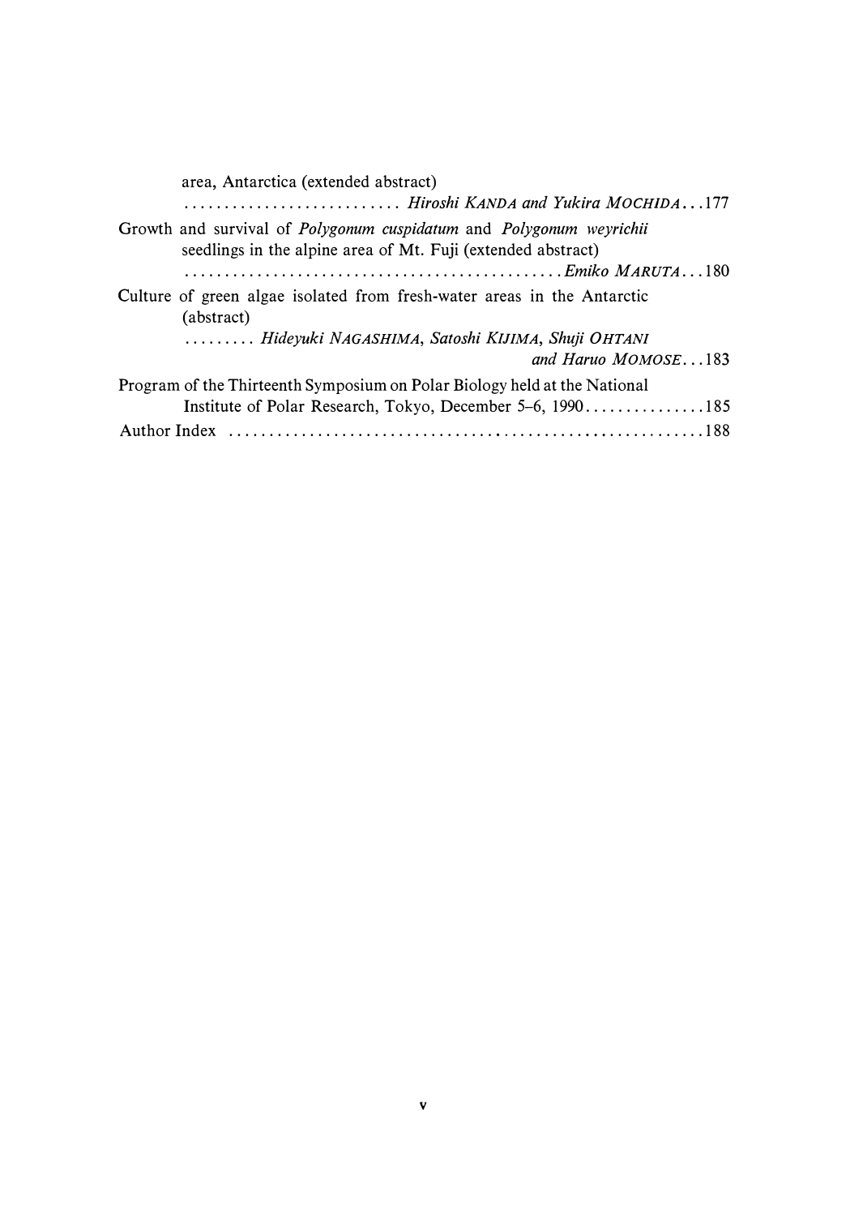area, Antarctica (extended abstract)
........................... *Hiroshi KANDA and Yukira MOCHIDA*...177

Growth and survival of *Polygonum cuspidatum* and *Polygonum weyrichii* seedlings in the alpine area of Mt. Fuji (extended abstract)
..............................................*Emiko MARUTA*...180

Culture of green algae isolated from fresh-water areas in the Antarctic (abstract)
......... *Hideyuki NAGASHIMA, Satoshi KIJIMA, Shuji OHTANI and Haruo MOMOSE*...183

Program of the Thirteenth Symposium on Polar Biology held at the National Institute of Polar Research, Tokyo, December 5–6, 1990...............185

Author Index ..........................................................188